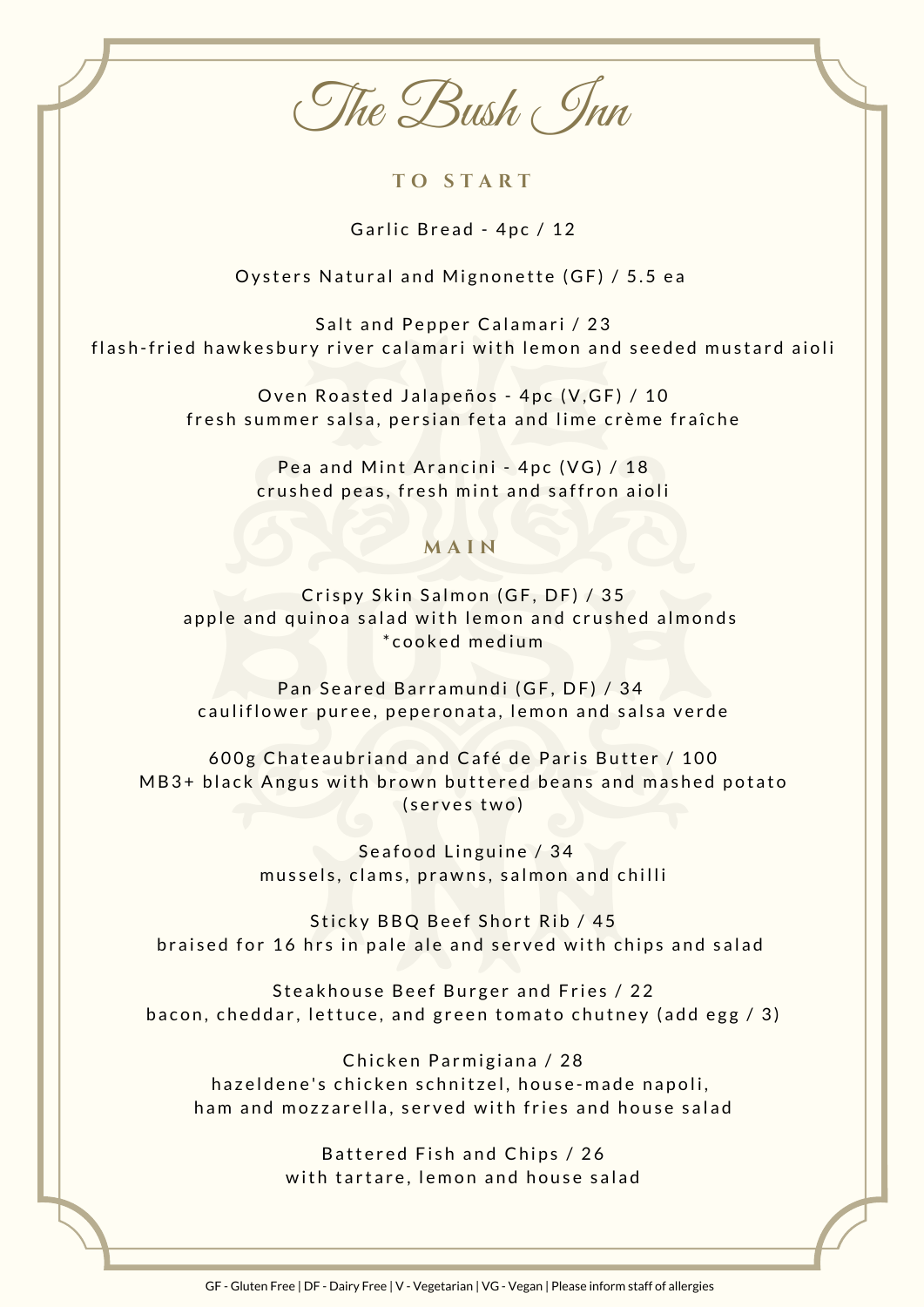# The Bush Inn

## TO START

Garlic Bread - 4pc / 12

Oysters Natural and Mignonette (GF) / 5.5 ea

Salt and Pepper Calamari / 23
flash-fried hawkesbury river calamari with lemon and seeded mustard aioli

Oven Roasted Jalapeños - 4pc (V,GF) / 10
fresh summer salsa, persian feta and lime crème fraîche

Pea and Mint Arancini - 4pc (VG) / 18
crushed peas, fresh mint and saffron aioli

## MAIN

Crispy Skin Salmon (GF, DF) / 35
apple and quinoa salad with lemon and crushed almonds
*cooked medium

Pan Seared Barramundi (GF, DF) / 34
cauliflower puree, peperonata, lemon and salsa verde

600g Chateaubriand and Café de Paris Butter / 100
MB3+ black Angus with brown buttered beans and mashed potato
(serves two)

Seafood Linguine / 34
mussels, clams, prawns, salmon and chilli

Sticky BBQ Beef Short Rib / 45
braised for 16 hrs in pale ale and served with chips and salad

Steakhouse Beef Burger and Fries / 22
bacon, cheddar, lettuce, and green tomato chutney (add egg / 3)

Chicken Parmigiana / 28
hazeldene's chicken schnitzel, house-made napoli,
ham and mozzarella, served with fries and house salad

Battered Fish and Chips / 26
with tartare, lemon and house salad

GF - Gluten Free | DF - Dairy Free | V - Vegetarian | VG - Vegan | Please inform staff of allergies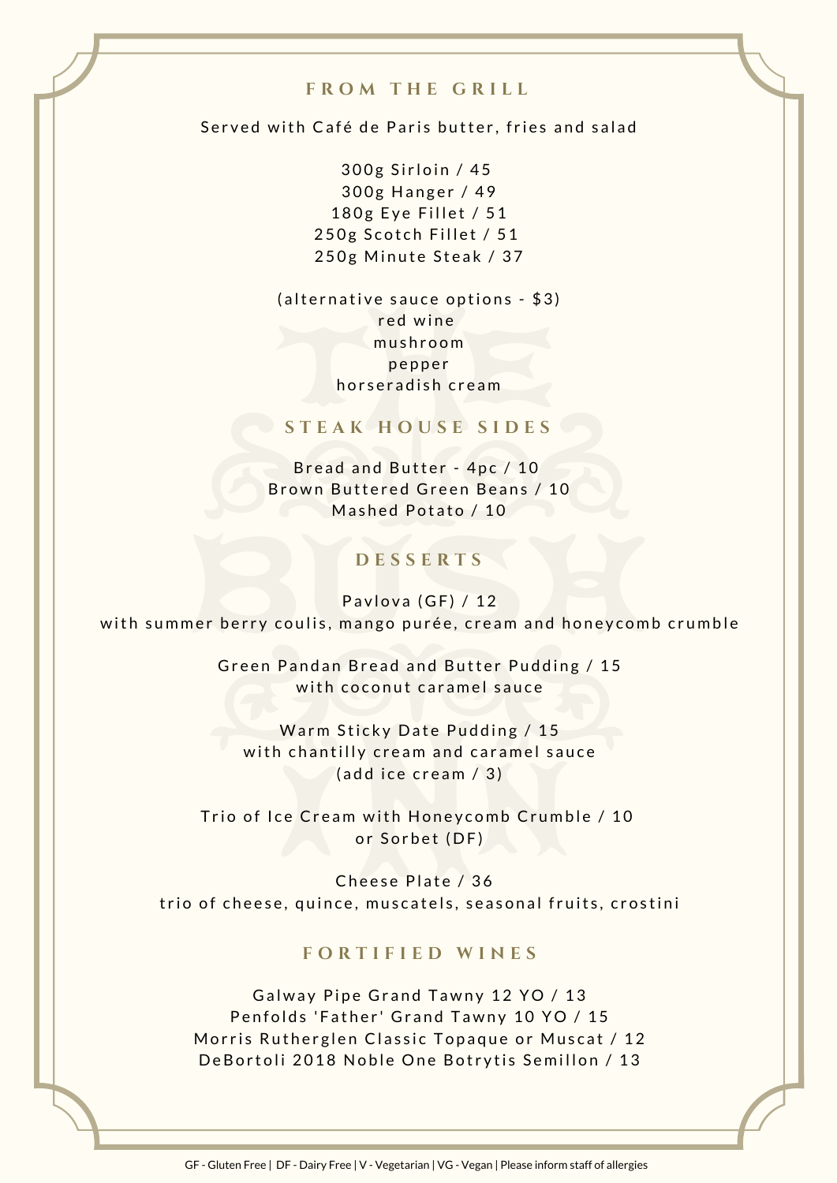## FROM THE GRILL

Served with Café de Paris butter, fries and salad

300g Sirloin / 45
300g Hanger / 49
180g Eye Fillet / 51
250g Scotch Fillet / 51
250g Minute Steak / 37

(alternative sauce options - $3)
red wine
mushroom
pepper
horseradish cream

## STEAK HOUSE SIDES

Bread and Butter - 4pc / 10
Brown Buttered Green Beans / 10
Mashed Potato / 10

## DESSERTS

Pavlova (GF) / 12
with summer berry coulis, mango purée, cream and honeycomb crumble

Green Pandan Bread and Butter Pudding / 15
with coconut caramel sauce

Warm Sticky Date Pudding / 15
with chantilly cream and caramel sauce
(add ice cream / 3)

Trio of Ice Cream with Honeycomb Crumble / 10
or Sorbet (DF)

Cheese Plate / 36
trio of cheese, quince, muscatels, seasonal fruits, crostini

## FORTIFIED WINES

Galway Pipe Grand Tawny 12 YO / 13
Penfolds 'Father' Grand Tawny 10 YO / 15
Morris Rutherglen Classic Topaque or Muscat / 12
DeBortoli 2018 Noble One Botrytis Semillon / 13

GF - Gluten Free | DF - Dairy Free | V - Vegetarian | VG - Vegan | Please inform staff of allergies